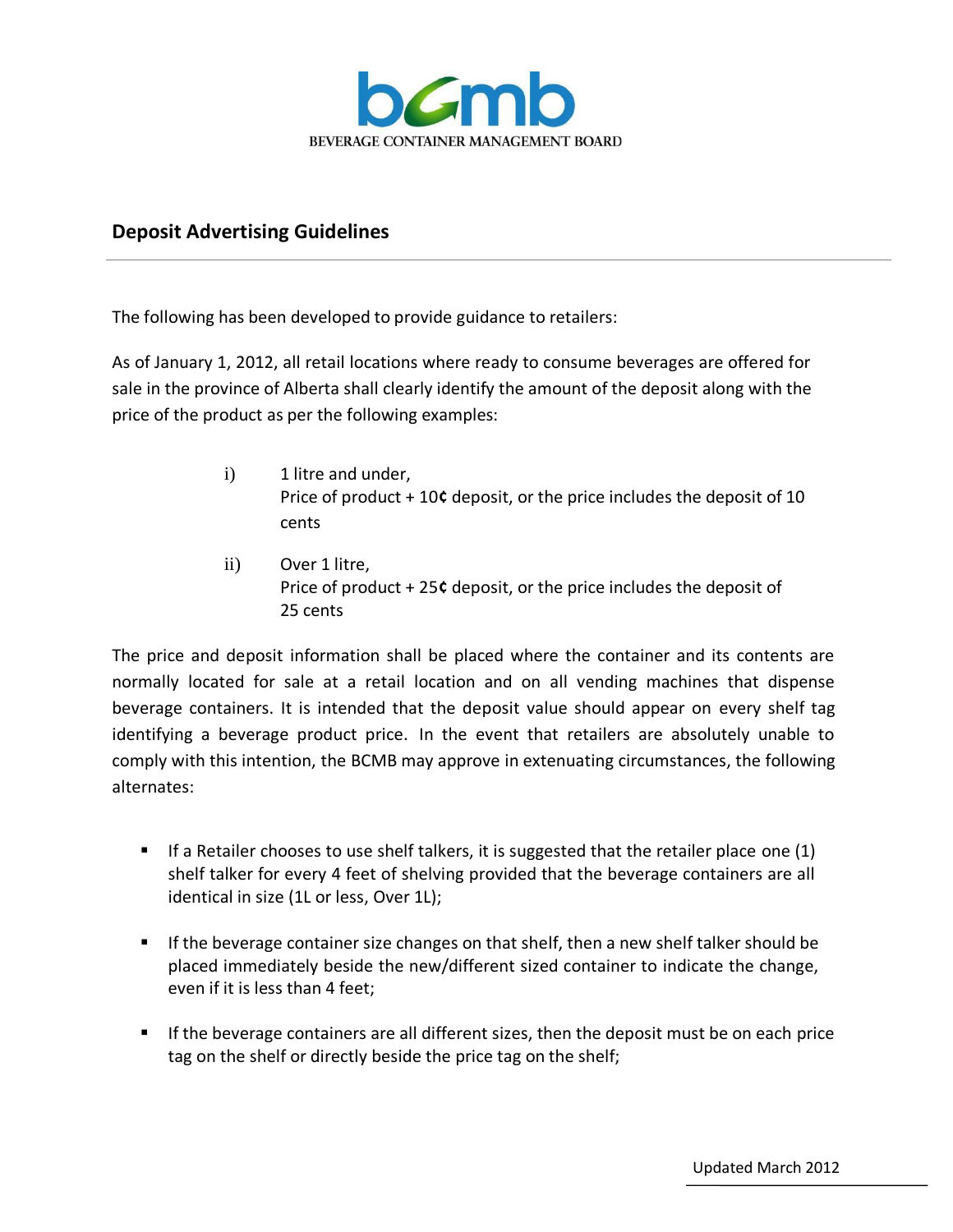BEVERAGE CONTAINER MANAGEMENT BOARD

## Deposit Advertising Guidelines

The following has been developed to provide guidance to retailers:

As of January 1, 2012, all retail locations where ready to consume beverages are offered for sale in the province of Alberta shall clearly identify the amount of the deposit along with the price of the product as per the following examples:

i) 1 litre and under,
Price of product + 10¢ deposit, or the price includes the deposit of 10 cents

ii) Over 1 litre,
Price of product + 25¢ deposit, or the price includes the deposit of 25 cents

The price and deposit information shall be placed where the container and its contents are normally located for sale at a retail location and on all vending machines that dispense beverage containers. It is intended that the deposit value should appear on every shelf tag identifying a beverage product price. In the event that retailers are absolutely unable to comply with this intention, the BCMB may approve in extenuating circumstances, the following alternates:

- If a Retailer chooses to use shelf talkers, it is suggested that the retailer place one (1) shelf talker for every 4 feet of shelving provided that the beverage containers are all identical in size (1L or less, Over 1L);
- If the beverage container size changes on that shelf, then a new shelf talker should be placed immediately beside the new/different sized container to indicate the change, even if it is less than 4 feet;
- If the beverage containers are all different sizes, then the deposit must be on each price tag on the shelf or directly beside the price tag on the shelf;

Updated March 2012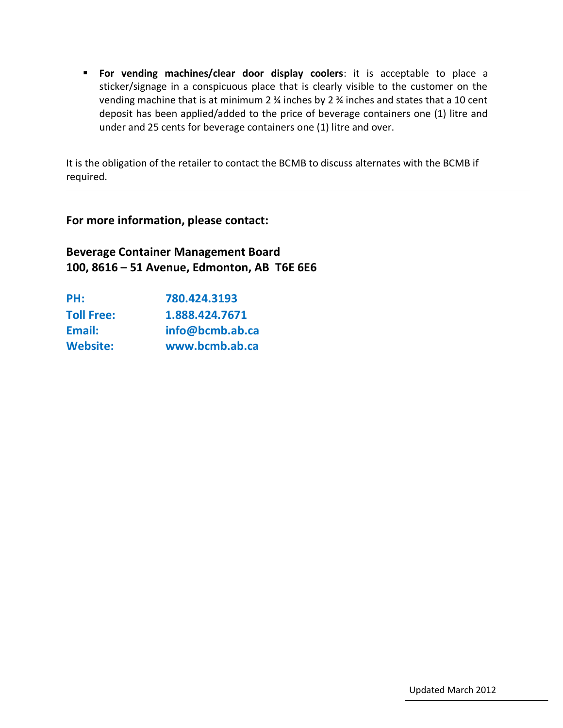- **For vending machines/clear door display coolers**: it is acceptable to place a sticker/signage in a conspicuous place that is clearly visible to the customer on the vending machine that is at minimum 2 ¾ inches by 2 ¾ inches and states that a 10 cent deposit has been applied/added to the price of beverage containers one (1) litre and under and 25 cents for beverage containers one (1) litre and over.

It is the obligation of the retailer to contact the BCMB to discuss alternates with the BCMB if required.

---

**For more information, please contact:**

**Beverage Container Management Board**
**100, 8616 – 51 Avenue, Edmonton, AB T6E 6E6**

| | |
|---|---|
| **PH:** | **780.424.3193** |
| **Toll Free:** | **1.888.424.7671** |
| **Email:** | **info@bcmb.ab.ca** |
| **Website:** | **www.bcmb.ab.ca** |

Updated March 2012